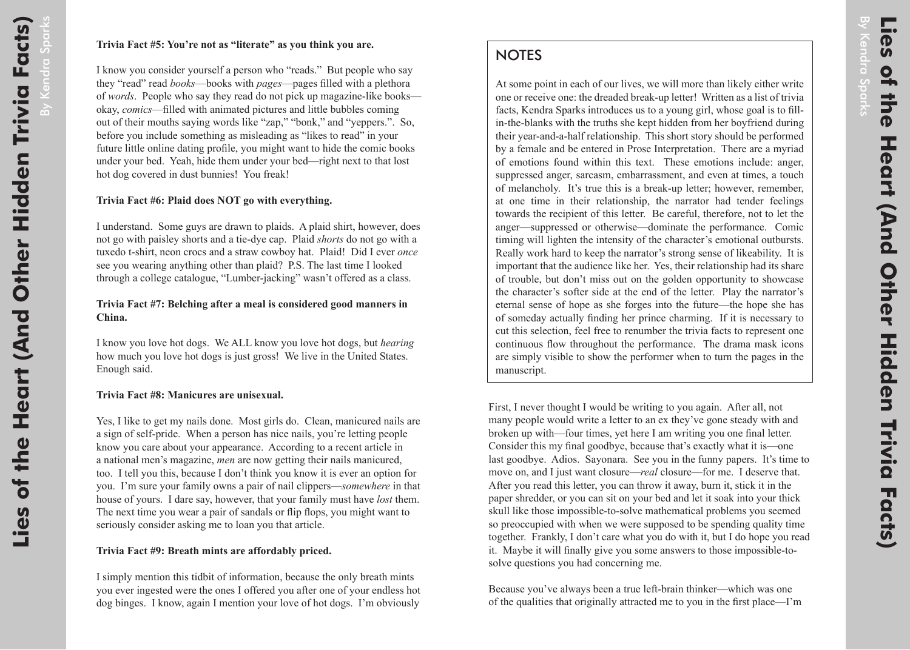**Trivia Fact #5: You're not as "literate" as you think you are.**

I know you consider yourself a person who "reads." But people who say they "read" read *books*—books with *pages*—pages filled with a plethora of *words*. People who say they read do not pick up magazine-like books—okay, *comics*—filled with animated pictures and little bubbles coming out of their mouths saying words like "zap," "bonk," and "yeppers.". So, before you include something as misleading as "likes to read" in your future little online dating profile, you might want to hide the comic books under your bed. Yeah, hide them under your bed—right next to that lost hot dog covered in dust bunnies! You freak!

**Trivia Fact #6: Plaid does NOT go with everything.**

I understand. Some guys are drawn to plaids. A plaid shirt, however, does not go with paisley shorts and a tie-dye cap. Plaid *shorts* do not go with a tuxedo t-shirt, neon crocs and a straw cowboy hat. Plaid! Did I ever *once* see you wearing anything other than plaid? P.S. The last time I looked through a college catalogue, "Lumber-jacking" wasn't offered as a class.

**Trivia Fact #7: Belching after a meal is considered good manners in China.**

I know you love hot dogs. We ALL know you love hot dogs, but *hearing* how much you love hot dogs is just gross! We live in the United States. Enough said.

**Trivia Fact #8: Manicures are unisexual.**

Yes, I like to get my nails done. Most girls do. Clean, manicured nails are a sign of self-pride. When a person has nice nails, you're letting people know you care about your appearance. According to a recent article in a national men's magazine, *men* are now getting their nails manicured, too. I tell you this, because I don't think you know it is ever an option for you. I'm sure your family owns a pair of nail clippers—*somewhere* in that house of yours. I dare say, however, that your family must have *lost* them. The next time you wear a pair of sandals or flip flops, you might want to seriously consider asking me to loan you that article.

**Trivia Fact #9: Breath mints are affordably priced.**

I simply mention this tidbit of information, because the only breath mints you ever ingested were the ones I offered you after one of your endless hot dog binges. I know, again I mention your love of hot dogs. I'm obviously

## NOTES

At some point in each of our lives, we will more than likely either write one or receive one: the dreaded break-up letter! Written as a list of trivia facts, Kendra Sparks introduces us to a young girl, whose goal is to fill-in-the-blanks with the truths she kept hidden from her boyfriend during their year-and-a-half relationship. This short story should be performed by a female and be entered in Prose Interpretation. There are a myriad of emotions found within this text. These emotions include: anger, suppressed anger, sarcasm, embarrassment, and even at times, a touch of melancholy. It's true this is a break-up letter; however, remember, at one time in their relationship, the narrator had tender feelings towards the recipient of this letter. Be careful, therefore, not to let the anger—suppressed or otherwise—dominate the performance. Comic timing will lighten the intensity of the character's emotional outbursts. Really work hard to keep the narrator's strong sense of likeability. It is important that the audience like her. Yes, their relationship had its share of trouble, but don't miss out on the golden opportunity to showcase the character's softer side at the end of the letter. Play the narrator's eternal sense of hope as she forges into the future—the hope she has of someday actually finding her prince charming. If it is necessary to cut this selection, feel free to renumber the trivia facts to represent one continuous flow throughout the performance. The drama mask icons are simply visible to show the performer when to turn the pages in the manuscript.

First, I never thought I would be writing to you again. After all, not many people would write a letter to an ex they've gone steady with and broken up with—four times, yet here I am writing you one final letter. Consider this my final goodbye, because that's exactly what it is—one last goodbye. Adios. Sayonara. See you in the funny papers. It's time to move on, and I just want closure—*real* closure—for me. I deserve that. After you read this letter, you can throw it away, burn it, stick it in the paper shredder, or you can sit on your bed and let it soak into your thick skull like those impossible-to-solve mathematical problems you seemed so preoccupied with when we were supposed to be spending quality time together. Frankly, I don't care what you do with it, but I do hope you read it. Maybe it will finally give you some answers to those impossible-to-solve questions you had concerning me.

Because you've always been a true left-brain thinker—which was one of the qualities that originally attracted me to you in the first place—I'm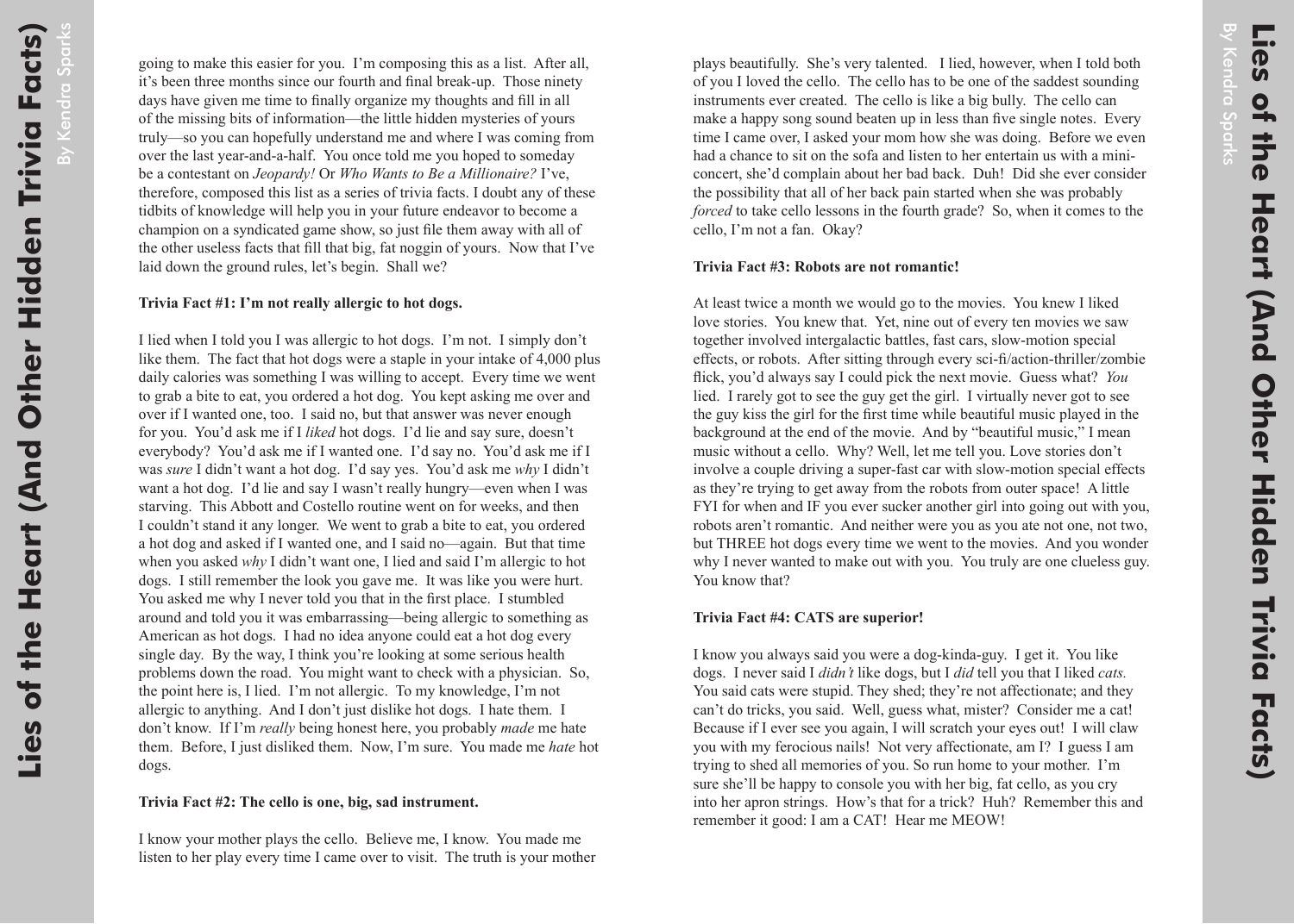going to make this easier for you. I'm composing this as a list. After all, it's been three months since our fourth and final break-up. Those ninety days have given me time to finally organize my thoughts and fill in all of the missing bits of information—the little hidden mysteries of yours truly—so you can hopefully understand me and where I was coming from over the last year-and-a-half. You once told me you hoped to someday be a contestant on *Jeopardy!* Or *Who Wants to Be a Millionaire?* I've, therefore, composed this list as a series of trivia facts. I doubt any of these tidbits of knowledge will help you in your future endeavor to become a champion on a syndicated game show, so just file them away with all of the other useless facts that fill that big, fat noggin of yours. Now that I've laid down the ground rules, let's begin. Shall we?

**Trivia Fact #1: I'm not really allergic to hot dogs.**

I lied when I told you I was allergic to hot dogs. I'm not. I simply don't like them. The fact that hot dogs were a staple in your intake of 4,000 plus daily calories was something I was willing to accept. Every time we went to grab a bite to eat, you ordered a hot dog. You kept asking me over and over if I wanted one, too. I said no, but that answer was never enough for you. You'd ask me if I *liked* hot dogs. I'd lie and say sure, doesn't everybody? You'd ask me if I wanted one. I'd say no. You'd ask me if I was *sure* I didn't want a hot dog. I'd say yes. You'd ask me *why* I didn't want a hot dog. I'd lie and say I wasn't really hungry—even when I was starving. This Abbott and Costello routine went on for weeks, and then I couldn't stand it any longer. We went to grab a bite to eat, you ordered a hot dog and asked if I wanted one, and I said no—again. But that time when you asked *why* I didn't want one, I lied and said I'm allergic to hot dogs. I still remember the look you gave me. It was like you were hurt. You asked me why I never told you that in the first place. I stumbled around and told you it was embarrassing—being allergic to something as American as hot dogs. I had no idea anyone could eat a hot dog every single day. By the way, I think you're looking at some serious health problems down the road. You might want to check with a physician. So, the point here is, I lied. I'm not allergic. To my knowledge, I'm not allergic to anything. And I don't just dislike hot dogs. I hate them. I don't know. If I'm *really* being honest here, you probably *made* me hate them. Before, I just disliked them. Now, I'm sure. You made me *hate* hot dogs.

**Trivia Fact #2: The cello is one, big, sad instrument.**

I know your mother plays the cello. Believe me, I know. You made me listen to her play every time I came over to visit. The truth is your mother plays beautifully. She's very talented. I lied, however, when I told both of you I loved the cello. The cello has to be one of the saddest sounding instruments ever created. The cello is like a big bully. The cello can make a happy song sound beaten up in less than five single notes. Every time I came over, I asked your mom how she was doing. Before we even had a chance to sit on the sofa and listen to her entertain us with a mini-concert, she'd complain about her bad back. Duh! Did she ever consider the possibility that all of her back pain started when she was probably *forced* to take cello lessons in the fourth grade? So, when it comes to the cello, I'm not a fan. Okay?

**Trivia Fact #3: Robots are not romantic!**

At least twice a month we would go to the movies. You knew I liked love stories. You knew that. Yet, nine out of every ten movies we saw together involved intergalactic battles, fast cars, slow-motion special effects, or robots. After sitting through every sci-fi/action-thriller/zombie flick, you'd always say I could pick the next movie. Guess what? *You* lied. I rarely got to see the guy get the girl. I virtually never got to see the guy kiss the girl for the first time while beautiful music played in the background at the end of the movie. And by "beautiful music," I mean music without a cello. Why? Well, let me tell you. Love stories don't involve a couple driving a super-fast car with slow-motion special effects as they're trying to get away from the robots from outer space! A little FYI for when and IF you ever sucker another girl into going out with you, robots aren't romantic. And neither were you as you ate not one, not two, but THREE hot dogs every time we went to the movies. And you wonder why I never wanted to make out with you. You truly are one clueless guy. You know that?

**Trivia Fact #4: CATS are superior!**

I know you always said you were a dog-kinda-guy. I get it. You like dogs. I never said I *didn't* like dogs, but I *did* tell you that I liked *cats.* You said cats were stupid. They shed; they're not affectionate; and they can't do tricks, you said. Well, guess what, mister? Consider me a cat! Because if I ever see you again, I will scratch your eyes out! I will claw you with my ferocious nails! Not very affectionate, am I? I guess I am trying to shed all memories of you. So run home to your mother. I'm sure she'll be happy to console you with her big, fat cello, as you cry into her apron strings. How's that for a trick? Huh? Remember this and remember it good: I am a CAT! Hear me MEOW!